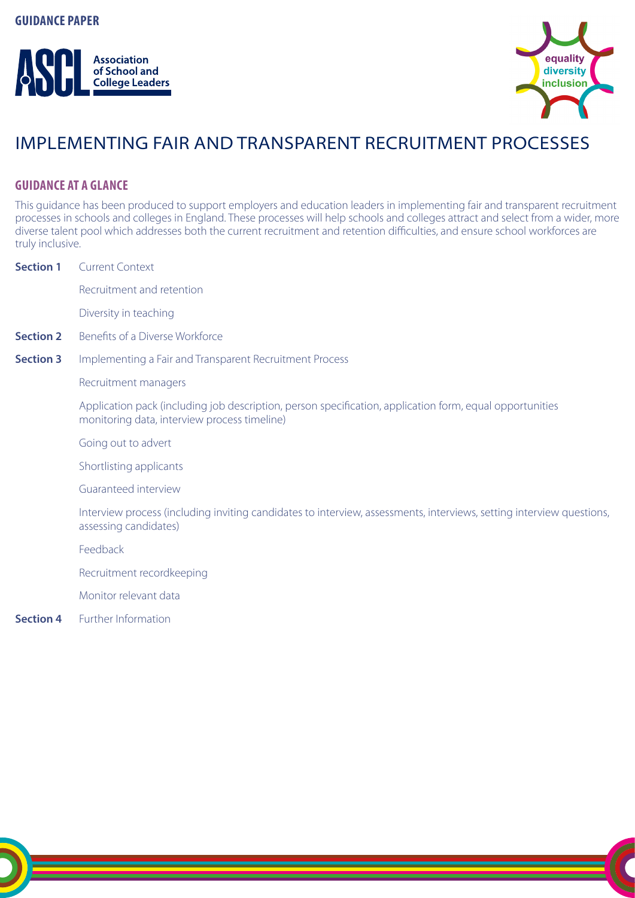**GUIDANCE PAPER**

Association of School and College Leaders

equality diversity inclusion

# IMPLEMENTING FAIR AND TRANSPARENT RECRUITMENT PROCESSES

## GUIDANCE AT A GLANCE

This guidance has been produced to support employers and education leaders in implementing fair and transparent recruitment processes in schools and colleges in England. These processes will help schools and colleges attract and select from a wider, more diverse talent pool which addresses both the current recruitment and retention difficulties, and ensure school workforces are truly inclusive.

**Section 1** Current Context

- Recruitment and retention
- Diversity in teaching

**Section 2** Benefits of a Diverse Workforce

**Section 3** Implementing a Fair and Transparent Recruitment Process

- Recruitment managers
- Application pack (including job description, person specification, application form, equal opportunities monitoring data, interview process timeline)
- Going out to advert
- Shortlisting applicants
- Guaranteed interview
- Interview process (including inviting candidates to interview, assessments, interviews, setting interview questions, assessing candidates)
- Feedback
- Recruitment recordkeeping
- Monitor relevant data

**Section 4** Further Information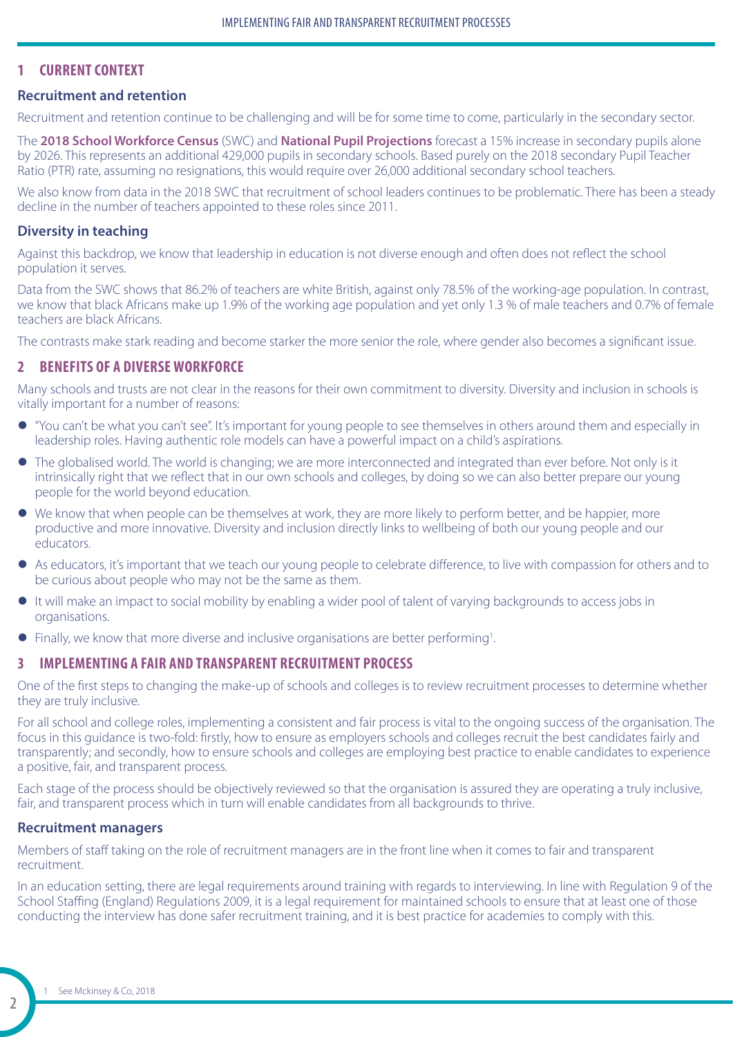## 1 CURRENT CONTEXT

### Recruitment and retention

Recruitment and retention continue to be challenging and will be for some time to come, particularly in the secondary sector.

The **2018 School Workforce Census** (SWC) and **National Pupil Projections** forecast a 15% increase in secondary pupils alone by 2026. This represents an additional 429,000 pupils in secondary schools. Based purely on the 2018 secondary Pupil Teacher Ratio (PTR) rate, assuming no resignations, this would require over 26,000 additional secondary school teachers.

We also know from data in the 2018 SWC that recruitment of school leaders continues to be problematic. There has been a steady decline in the number of teachers appointed to these roles since 2011.

### Diversity in teaching

Against this backdrop, we know that leadership in education is not diverse enough and often does not reflect the school population it serves.

Data from the SWC shows that 86.2% of teachers are white British, against only 78.5% of the working-age population. In contrast, we know that black Africans make up 1.9% of the working age population and yet only 1.3 % of male teachers and 0.7% of female teachers are black Africans.

The contrasts make stark reading and become starker the more senior the role, where gender also becomes a significant issue.

## 2 BENEFITS OF A DIVERSE WORKFORCE

Many schools and trusts are not clear in the reasons for their own commitment to diversity. Diversity and inclusion in schools is vitally important for a number of reasons:

- "You can't be what you can't see". It's important for young people to see themselves in others around them and especially in leadership roles. Having authentic role models can have a powerful impact on a child's aspirations.
- The globalised world. The world is changing; we are more interconnected and integrated than ever before. Not only is it intrinsically right that we reflect that in our own schools and colleges, by doing so we can also better prepare our young people for the world beyond education.
- We know that when people can be themselves at work, they are more likely to perform better, and be happier, more productive and more innovative. Diversity and inclusion directly links to wellbeing of both our young people and our educators.
- As educators, it's important that we teach our young people to celebrate difference, to live with compassion for others and to be curious about people who may not be the same as them.
- It will make an impact to social mobility by enabling a wider pool of talent of varying backgrounds to access jobs in organisations.
- Finally, we know that more diverse and inclusive organisations are better performing[1].

## 3 IMPLEMENTING A FAIR AND TRANSPARENT RECRUITMENT PROCESS

One of the first steps to changing the make-up of schools and colleges is to review recruitment processes to determine whether they are truly inclusive.

For all school and college roles, implementing a consistent and fair process is vital to the ongoing success of the organisation. The focus in this guidance is two-fold: firstly, how to ensure as employers schools and colleges recruit the best candidates fairly and transparently; and secondly, how to ensure schools and colleges are employing best practice to enable candidates to experience a positive, fair, and transparent process.

Each stage of the process should be objectively reviewed so that the organisation is assured they are operating a truly inclusive, fair, and transparent process which in turn will enable candidates from all backgrounds to thrive.

### Recruitment managers

Members of staff taking on the role of recruitment managers are in the front line when it comes to fair and transparent recruitment.

In an education setting, there are legal requirements around training with regards to interviewing. In line with Regulation 9 of the School Staffing (England) Regulations 2009, it is a legal requirement for maintained schools to ensure that at least one of those conducting the interview has done safer recruitment training, and it is best practice for academies to comply with this.

[1] See Mckinsey & Co, 2018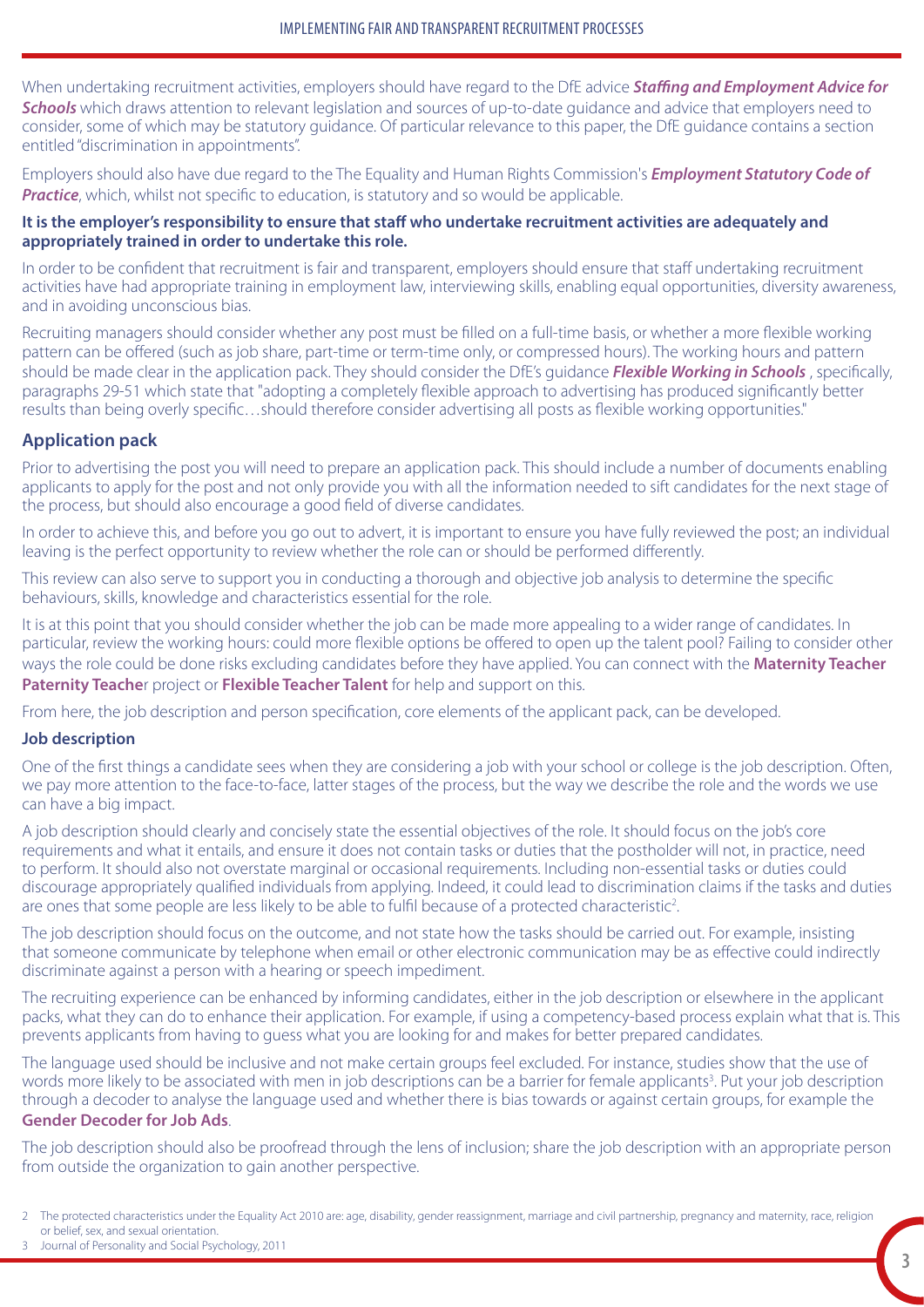When undertaking recruitment activities, employers should have regard to the DfE advice ***Staffing and Employment Advice for Schools*** which draws attention to relevant legislation and sources of up-to-date guidance and advice that employers need to consider, some of which may be statutory guidance. Of particular relevance to this paper, the DfE guidance contains a section entitled "discrimination in appointments".

Employers should also have due regard to the The Equality and Human Rights Commission's ***Employment Statutory Code of Practice***, which, whilst not specific to education, is statutory and so would be applicable.

**It is the employer's responsibility to ensure that staff who undertake recruitment activities are adequately and appropriately trained in order to undertake this role.**

In order to be confident that recruitment is fair and transparent, employers should ensure that staff undertaking recruitment activities have had appropriate training in employment law, interviewing skills, enabling equal opportunities, diversity awareness, and in avoiding unconscious bias.

Recruiting managers should consider whether any post must be filled on a full-time basis, or whether a more flexible working pattern can be offered (such as job share, part-time or term-time only, or compressed hours). The working hours and pattern should be made clear in the application pack. They should consider the DfE's guidance ***Flexible Working in Schools*** , specifically, paragraphs 29-51 which state that "adopting a completely flexible approach to advertising has produced significantly better results than being overly specific…should therefore consider advertising all posts as flexible working opportunities."

## Application pack

Prior to advertising the post you will need to prepare an application pack. This should include a number of documents enabling applicants to apply for the post and not only provide you with all the information needed to sift candidates for the next stage of the process, but should also encourage a good field of diverse candidates.

In order to achieve this, and before you go out to advert, it is important to ensure you have fully reviewed the post; an individual leaving is the perfect opportunity to review whether the role can or should be performed differently.

This review can also serve to support you in conducting a thorough and objective job analysis to determine the specific behaviours, skills, knowledge and characteristics essential for the role.

It is at this point that you should consider whether the job can be made more appealing to a wider range of candidates. In particular, review the working hours: could more flexible options be offered to open up the talent pool? Failing to consider other ways the role could be done risks excluding candidates before they have applied. You can connect with the **Maternity Teacher Paternity Teacher** project or **Flexible Teacher Talent** for help and support on this.

From here, the job description and person specification, core elements of the applicant pack, can be developed.

### Job description

One of the first things a candidate sees when they are considering a job with your school or college is the job description. Often, we pay more attention to the face-to-face, latter stages of the process, but the way we describe the role and the words we use can have a big impact.

A job description should clearly and concisely state the essential objectives of the role. It should focus on the job's core requirements and what it entails, and ensure it does not contain tasks or duties that the postholder will not, in practice, need to perform. It should also not overstate marginal or occasional requirements. Including non-essential tasks or duties could discourage appropriately qualified individuals from applying. Indeed, it could lead to discrimination claims if the tasks and duties are ones that some people are less likely to be able to fulfil because of a protected characteristic[2].

The job description should focus on the outcome, and not state how the tasks should be carried out. For example, insisting that someone communicate by telephone when email or other electronic communication may be as effective could indirectly discriminate against a person with a hearing or speech impediment.

The recruiting experience can be enhanced by informing candidates, either in the job description or elsewhere in the applicant packs, what they can do to enhance their application. For example, if using a competency-based process explain what that is. This prevents applicants from having to guess what you are looking for and makes for better prepared candidates.

The language used should be inclusive and not make certain groups feel excluded. For instance, studies show that the use of words more likely to be associated with men in job descriptions can be a barrier for female applicants[3]. Put your job description through a decoder to analyse the language used and whether there is bias towards or against certain groups, for example the **Gender Decoder for Job Ads**.

The job description should also be proofread through the lens of inclusion; share the job description with an appropriate person from outside the organization to gain another perspective.

2 The protected characteristics under the Equality Act 2010 are: age, disability, gender reassignment, marriage and civil partnership, pregnancy and maternity, race, religion or belief, sex, and sexual orientation.

3 Journal of Personality and Social Psychology, 2011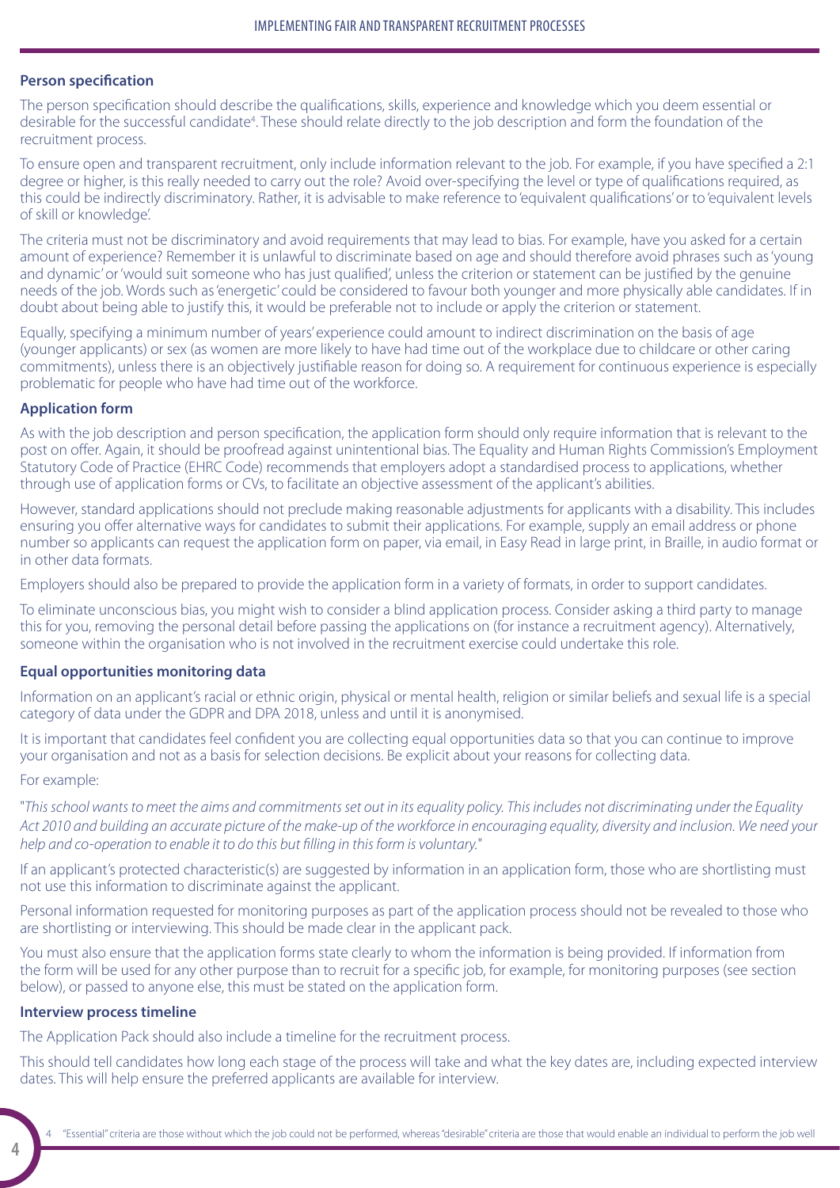## Person specification

The person specification should describe the qualifications, skills, experience and knowledge which you deem essential or desirable for the successful candidate[4]. These should relate directly to the job description and form the foundation of the recruitment process.

To ensure open and transparent recruitment, only include information relevant to the job. For example, if you have specified a 2:1 degree or higher, is this really needed to carry out the role? Avoid over-specifying the level or type of qualifications required, as this could be indirectly discriminatory. Rather, it is advisable to make reference to 'equivalent qualifications' or to 'equivalent levels of skill or knowledge'.

The criteria must not be discriminatory and avoid requirements that may lead to bias. For example, have you asked for a certain amount of experience? Remember it is unlawful to discriminate based on age and should therefore avoid phrases such as 'young and dynamic' or 'would suit someone who has just qualified', unless the criterion or statement can be justified by the genuine needs of the job. Words such as 'energetic' could be considered to favour both younger and more physically able candidates. If in doubt about being able to justify this, it would be preferable not to include or apply the criterion or statement.

Equally, specifying a minimum number of years' experience could amount to indirect discrimination on the basis of age (younger applicants) or sex (as women are more likely to have had time out of the workplace due to childcare or other caring commitments), unless there is an objectively justifiable reason for doing so. A requirement for continuous experience is especially problematic for people who have had time out of the workforce.

## Application form

As with the job description and person specification, the application form should only require information that is relevant to the post on offer. Again, it should be proofread against unintentional bias. The Equality and Human Rights Commission's Employment Statutory Code of Practice (EHRC Code) recommends that employers adopt a standardised process to applications, whether through use of application forms or CVs, to facilitate an objective assessment of the applicant's abilities.

However, standard applications should not preclude making reasonable adjustments for applicants with a disability. This includes ensuring you offer alternative ways for candidates to submit their applications. For example, supply an email address or phone number so applicants can request the application form on paper, via email, in Easy Read in large print, in Braille, in audio format or in other data formats.

Employers should also be prepared to provide the application form in a variety of formats, in order to support candidates.

To eliminate unconscious bias, you might wish to consider a blind application process. Consider asking a third party to manage this for you, removing the personal detail before passing the applications on (for instance a recruitment agency). Alternatively, someone within the organisation who is not involved in the recruitment exercise could undertake this role.

## Equal opportunities monitoring data

Information on an applicant's racial or ethnic origin, physical or mental health, religion or similar beliefs and sexual life is a special category of data under the GDPR and DPA 2018, unless and until it is anonymised.

It is important that candidates feel confident you are collecting equal opportunities data so that you can continue to improve your organisation and not as a basis for selection decisions. Be explicit about your reasons for collecting data.

For example:

"*This school wants to meet the aims and commitments set out in its equality policy. This includes not discriminating under the Equality Act 2010 and building an accurate picture of the make-up of the workforce in encouraging equality, diversity and inclusion. We need your help and co-operation to enable it to do this but filling in this form is voluntary.*"

If an applicant's protected characteristic(s) are suggested by information in an application form, those who are shortlisting must not use this information to discriminate against the applicant.

Personal information requested for monitoring purposes as part of the application process should not be revealed to those who are shortlisting or interviewing. This should be made clear in the applicant pack.

You must also ensure that the application forms state clearly to whom the information is being provided. If information from the form will be used for any other purpose than to recruit for a specific job, for example, for monitoring purposes (see section below), or passed to anyone else, this must be stated on the application form.

## Interview process timeline

The Application Pack should also include a timeline for the recruitment process.

This should tell candidates how long each stage of the process will take and what the key dates are, including expected interview dates. This will help ensure the preferred applicants are available for interview.

---

[4] "Essential" criteria are those without which the job could not be performed, whereas "desirable" criteria are those that would enable an individual to perform the job well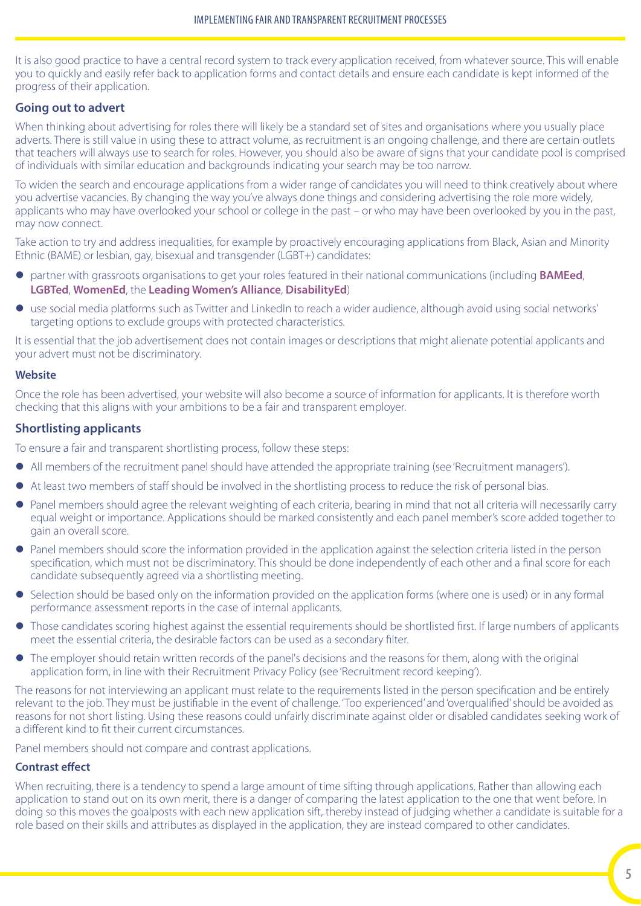It is also good practice to have a central record system to track every application received, from whatever source. This will enable you to quickly and easily refer back to application forms and contact details and ensure each candidate is kept informed of the progress of their application.

### Going out to advert

When thinking about advertising for roles there will likely be a standard set of sites and organisations where you usually place adverts. There is still value in using these to attract volume, as recruitment is an ongoing challenge, and there are certain outlets that teachers will always use to search for roles. However, you should also be aware of signs that your candidate pool is comprised of individuals with similar education and backgrounds indicating your search may be too narrow.

To widen the search and encourage applications from a wider range of candidates you will need to think creatively about where you advertise vacancies. By changing the way you've always done things and considering advertising the role more widely, applicants who may have overlooked your school or college in the past – or who may have been overlooked by you in the past, may now connect.

Take action to try and address inequalities, for example by proactively encouraging applications from Black, Asian and Minority Ethnic (BAME) or lesbian, gay, bisexual and transgender (LGBT+) candidates:

- partner with grassroots organisations to get your roles featured in their national communications (including **BAMEed**, **LGBTed**, **WomenEd**, the **Leading Women's Alliance**, **DisabilityEd**)
- use social media platforms such as Twitter and LinkedIn to reach a wider audience, although avoid using social networks' targeting options to exclude groups with protected characteristics.

It is essential that the job advertisement does not contain images or descriptions that might alienate potential applicants and your advert must not be discriminatory.

#### Website

Once the role has been advertised, your website will also become a source of information for applicants. It is therefore worth checking that this aligns with your ambitions to be a fair and transparent employer.

### Shortlisting applicants

To ensure a fair and transparent shortlisting process, follow these steps:

- All members of the recruitment panel should have attended the appropriate training (see 'Recruitment managers').
- At least two members of staff should be involved in the shortlisting process to reduce the risk of personal bias.
- Panel members should agree the relevant weighting of each criteria, bearing in mind that not all criteria will necessarily carry equal weight or importance. Applications should be marked consistently and each panel member's score added together to gain an overall score.
- Panel members should score the information provided in the application against the selection criteria listed in the person specification, which must not be discriminatory. This should be done independently of each other and a final score for each candidate subsequently agreed via a shortlisting meeting.
- Selection should be based only on the information provided on the application forms (where one is used) or in any formal performance assessment reports in the case of internal applicants.
- Those candidates scoring highest against the essential requirements should be shortlisted first. If large numbers of applicants meet the essential criteria, the desirable factors can be used as a secondary filter.
- The employer should retain written records of the panel's decisions and the reasons for them, along with the original application form, in line with their Recruitment Privacy Policy (see 'Recruitment record keeping').

The reasons for not interviewing an applicant must relate to the requirements listed in the person specification and be entirely relevant to the job. They must be justifiable in the event of challenge. 'Too experienced' and 'overqualified' should be avoided as reasons for not short listing. Using these reasons could unfairly discriminate against older or disabled candidates seeking work of a different kind to fit their current circumstances.

Panel members should not compare and contrast applications.

#### Contrast effect

When recruiting, there is a tendency to spend a large amount of time sifting through applications. Rather than allowing each application to stand out on its own merit, there is a danger of comparing the latest application to the one that went before. In doing so this moves the goalposts with each new application sift, thereby instead of judging whether a candidate is suitable for a role based on their skills and attributes as displayed in the application, they are instead compared to other candidates.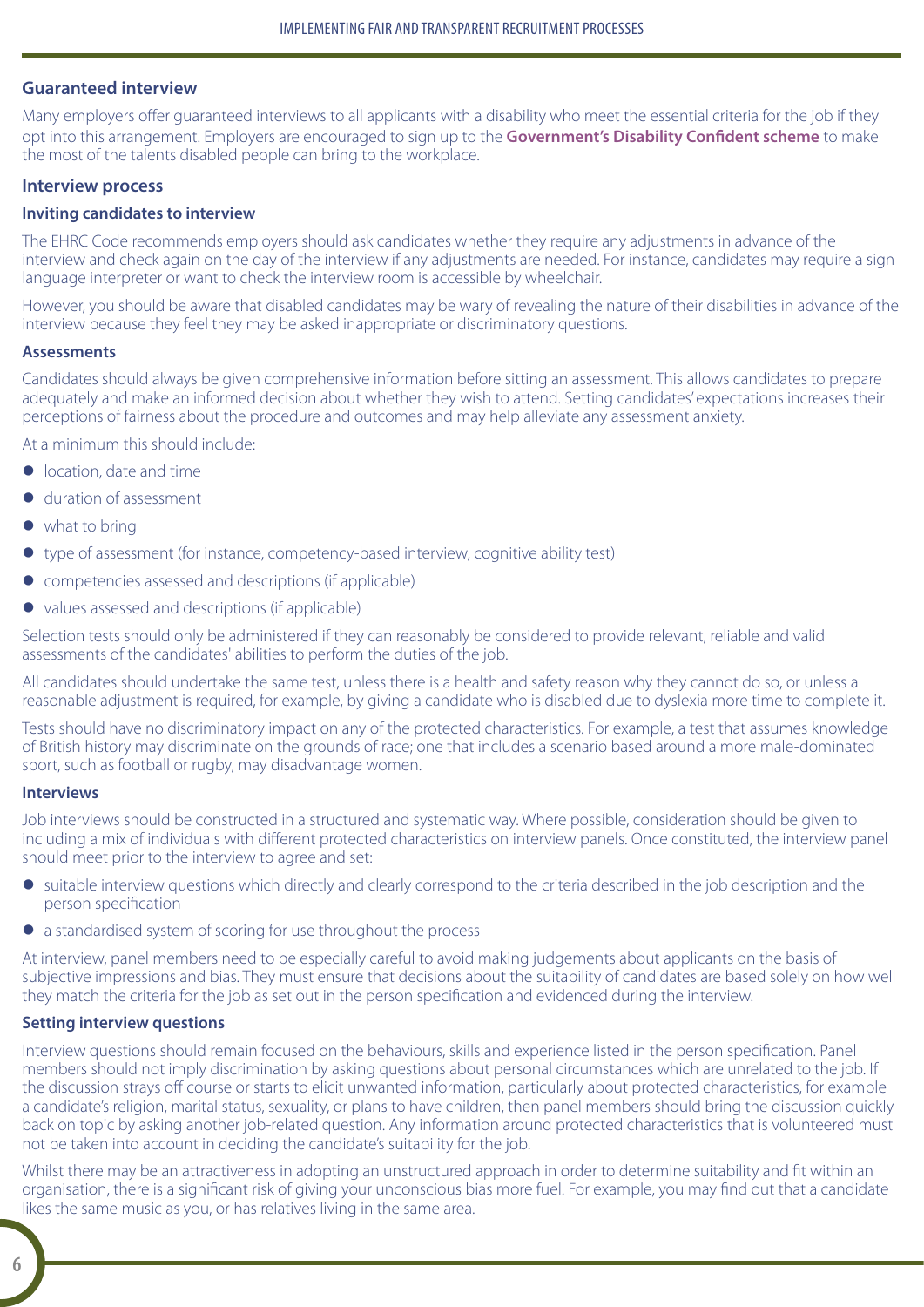## Guaranteed interview

Many employers offer guaranteed interviews to all applicants with a disability who meet the essential criteria for the job if they opt into this arrangement. Employers are encouraged to sign up to the **Government's Disability Confident scheme** to make the most of the talents disabled people can bring to the workplace.

## Interview process

### Inviting candidates to interview

The EHRC Code recommends employers should ask candidates whether they require any adjustments in advance of the interview and check again on the day of the interview if any adjustments are needed. For instance, candidates may require a sign language interpreter or want to check the interview room is accessible by wheelchair.

However, you should be aware that disabled candidates may be wary of revealing the nature of their disabilities in advance of the interview because they feel they may be asked inappropriate or discriminatory questions.

### Assessments

Candidates should always be given comprehensive information before sitting an assessment. This allows candidates to prepare adequately and make an informed decision about whether they wish to attend. Setting candidates' expectations increases their perceptions of fairness about the procedure and outcomes and may help alleviate any assessment anxiety.

At a minimum this should include:

- location, date and time
- duration of assessment
- what to bring
- type of assessment (for instance, competency-based interview, cognitive ability test)
- competencies assessed and descriptions (if applicable)
- values assessed and descriptions (if applicable)

Selection tests should only be administered if they can reasonably be considered to provide relevant, reliable and valid assessments of the candidates' abilities to perform the duties of the job.

All candidates should undertake the same test, unless there is a health and safety reason why they cannot do so, or unless a reasonable adjustment is required, for example, by giving a candidate who is disabled due to dyslexia more time to complete it.

Tests should have no discriminatory impact on any of the protected characteristics. For example, a test that assumes knowledge of British history may discriminate on the grounds of race; one that includes a scenario based around a more male-dominated sport, such as football or rugby, may disadvantage women.

### Interviews

Job interviews should be constructed in a structured and systematic way. Where possible, consideration should be given to including a mix of individuals with different protected characteristics on interview panels. Once constituted, the interview panel should meet prior to the interview to agree and set:

- suitable interview questions which directly and clearly correspond to the criteria described in the job description and the person specification
- a standardised system of scoring for use throughout the process

At interview, panel members need to be especially careful to avoid making judgements about applicants on the basis of subjective impressions and bias. They must ensure that decisions about the suitability of candidates are based solely on how well they match the criteria for the job as set out in the person specification and evidenced during the interview.

### Setting interview questions

Interview questions should remain focused on the behaviours, skills and experience listed in the person specification. Panel members should not imply discrimination by asking questions about personal circumstances which are unrelated to the job. If the discussion strays off course or starts to elicit unwanted information, particularly about protected characteristics, for example a candidate's religion, marital status, sexuality, or plans to have children, then panel members should bring the discussion quickly back on topic by asking another job-related question. Any information around protected characteristics that is volunteered must not be taken into account in deciding the candidate's suitability for the job.

Whilst there may be an attractiveness in adopting an unstructured approach in order to determine suitability and fit within an organisation, there is a significant risk of giving your unconscious bias more fuel. For example, you may find out that a candidate likes the same music as you, or has relatives living in the same area.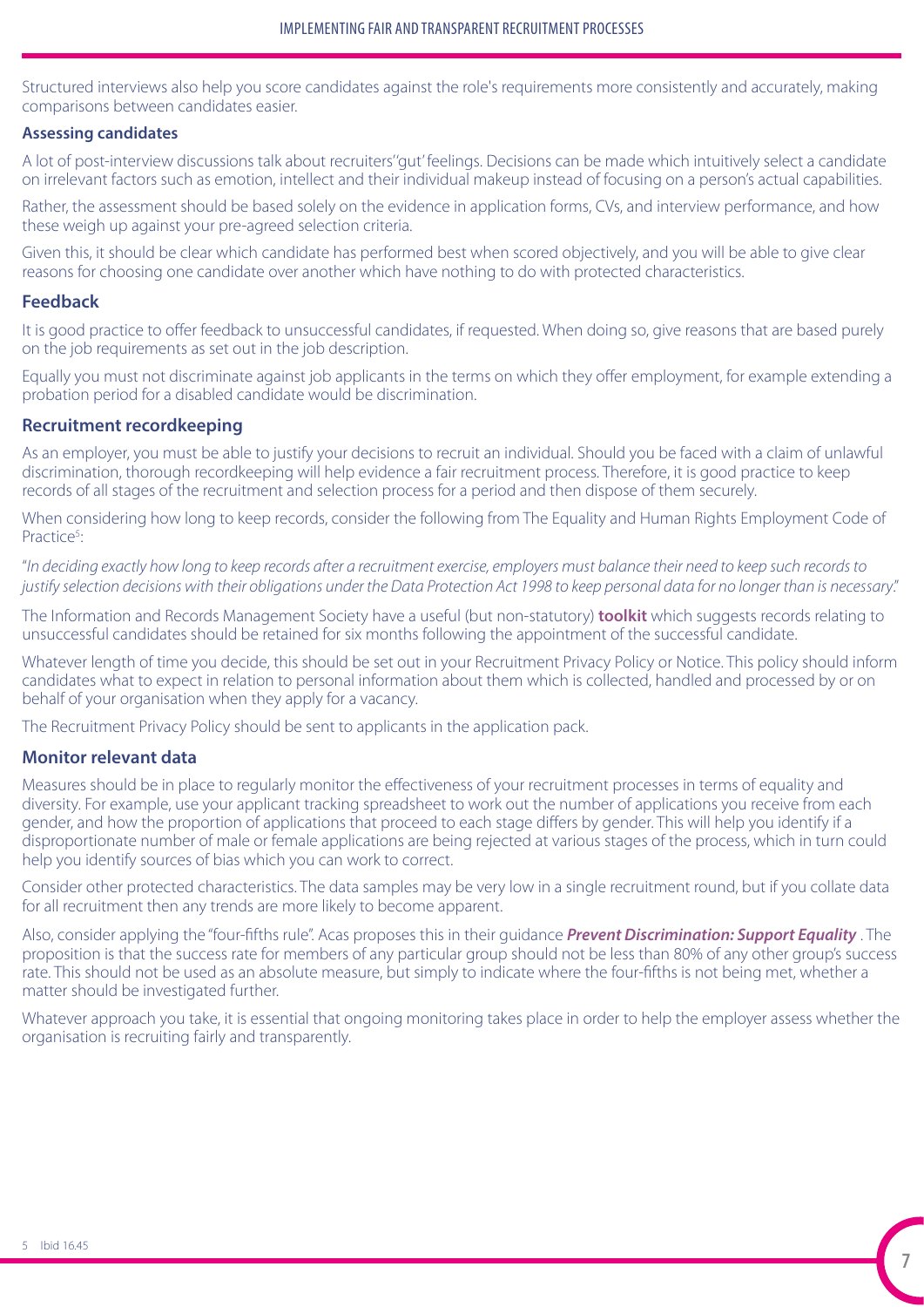Structured interviews also help you score candidates against the role's requirements more consistently and accurately, making comparisons between candidates easier.

**Assessing candidates**

A lot of post-interview discussions talk about recruiters' 'gut' feelings. Decisions can be made which intuitively select a candidate on irrelevant factors such as emotion, intellect and their individual makeup instead of focusing on a person's actual capabilities.

Rather, the assessment should be based solely on the evidence in application forms, CVs, and interview performance, and how these weigh up against your pre-agreed selection criteria.

Given this, it should be clear which candidate has performed best when scored objectively, and you will be able to give clear reasons for choosing one candidate over another which have nothing to do with protected characteristics.

## Feedback

It is good practice to offer feedback to unsuccessful candidates, if requested. When doing so, give reasons that are based purely on the job requirements as set out in the job description.

Equally you must not discriminate against job applicants in the terms on which they offer employment, for example extending a probation period for a disabled candidate would be discrimination.

## Recruitment recordkeeping

As an employer, you must be able to justify your decisions to recruit an individual. Should you be faced with a claim of unlawful discrimination, thorough recordkeeping will help evidence a fair recruitment process. Therefore, it is good practice to keep records of all stages of the recruitment and selection process for a period and then dispose of them securely.

When considering how long to keep records, consider the following from The Equality and Human Rights Employment Code of Practice[5]:

"*In deciding exactly how long to keep records after a recruitment exercise, employers must balance their need to keep such records to justify selection decisions with their obligations under the Data Protection Act 1998 to keep personal data for no longer than is necessary*."

The Information and Records Management Society have a useful (but non-statutory) **toolkit** which suggests records relating to unsuccessful candidates should be retained for six months following the appointment of the successful candidate.

Whatever length of time you decide, this should be set out in your Recruitment Privacy Policy or Notice. This policy should inform candidates what to expect in relation to personal information about them which is collected, handled and processed by or on behalf of your organisation when they apply for a vacancy.

The Recruitment Privacy Policy should be sent to applicants in the application pack.

## Monitor relevant data

Measures should be in place to regularly monitor the effectiveness of your recruitment processes in terms of equality and diversity. For example, use your applicant tracking spreadsheet to work out the number of applications you receive from each gender, and how the proportion of applications that proceed to each stage differs by gender. This will help you identify if a disproportionate number of male or female applications are being rejected at various stages of the process, which in turn could help you identify sources of bias which you can work to correct.

Consider other protected characteristics. The data samples may be very low in a single recruitment round, but if you collate data for all recruitment then any trends are more likely to become apparent.

Also, consider applying the "four-fifths rule". Acas proposes this in their guidance ***Prevent Discrimination: Support Equality*** . The proposition is that the success rate for members of any particular group should not be less than 80% of any other group's success rate. This should not be used as an absolute measure, but simply to indicate where the four-fifths is not being met, whether a matter should be investigated further.

Whatever approach you take, it is essential that ongoing monitoring takes place in order to help the employer assess whether the organisation is recruiting fairly and transparently.

5 Ibid 16.45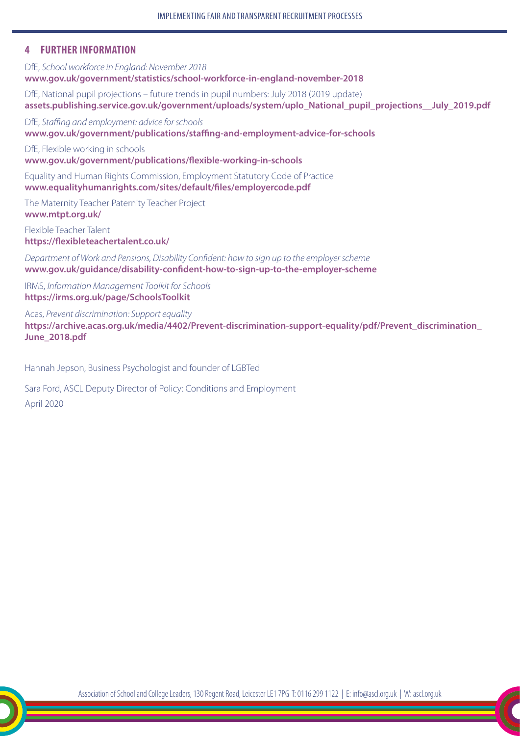## 4 FURTHER INFORMATION

DfE, *School workforce in England: November 2018*
**www.gov.uk/government/statistics/school-workforce-in-england-november-2018**

DfE, National pupil projections – future trends in pupil numbers: July 2018 (2019 update)
**assets.publishing.service.gov.uk/government/uploads/system/uplo_National_pupil_projections__July_2019.pdf**

DfE, *Staffing and employment: advice for schools*
**www.gov.uk/government/publications/staffing-and-employment-advice-for-schools**

DfE, Flexible working in schools
**www.gov.uk/government/publications/flexible-working-in-schools**

Equality and Human Rights Commission, Employment Statutory Code of Practice
**www.equalityhumanrights.com/sites/default/files/employercode.pdf**

The Maternity Teacher Paternity Teacher Project
**www.mtpt.org.uk/**

Flexible Teacher Talent
**https://flexibleteachertalent.co.uk/**

*Department of Work and Pensions, Disability Confident: how to sign up to the employer scheme*
**www.gov.uk/guidance/disability-confident-how-to-sign-up-to-the-employer-scheme**

IRMS, *Information Management Toolkit for Schools*
**https://irms.org.uk/page/SchoolsToolkit**

Acas, *Prevent discrimination: Support equality*
**https://archive.acas.org.uk/media/4402/Prevent-discrimination-support-equality/pdf/Prevent_discrimination_June_2018.pdf**

Hannah Jepson, Business Psychologist and founder of LGBTed

Sara Ford, ASCL Deputy Director of Policy: Conditions and Employment
April 2020

Association of School and College Leaders, 130 Regent Road, Leicester LE1 7PG T: 0116 299 1122 | E: info@ascl.org.uk | W: ascl.org.uk